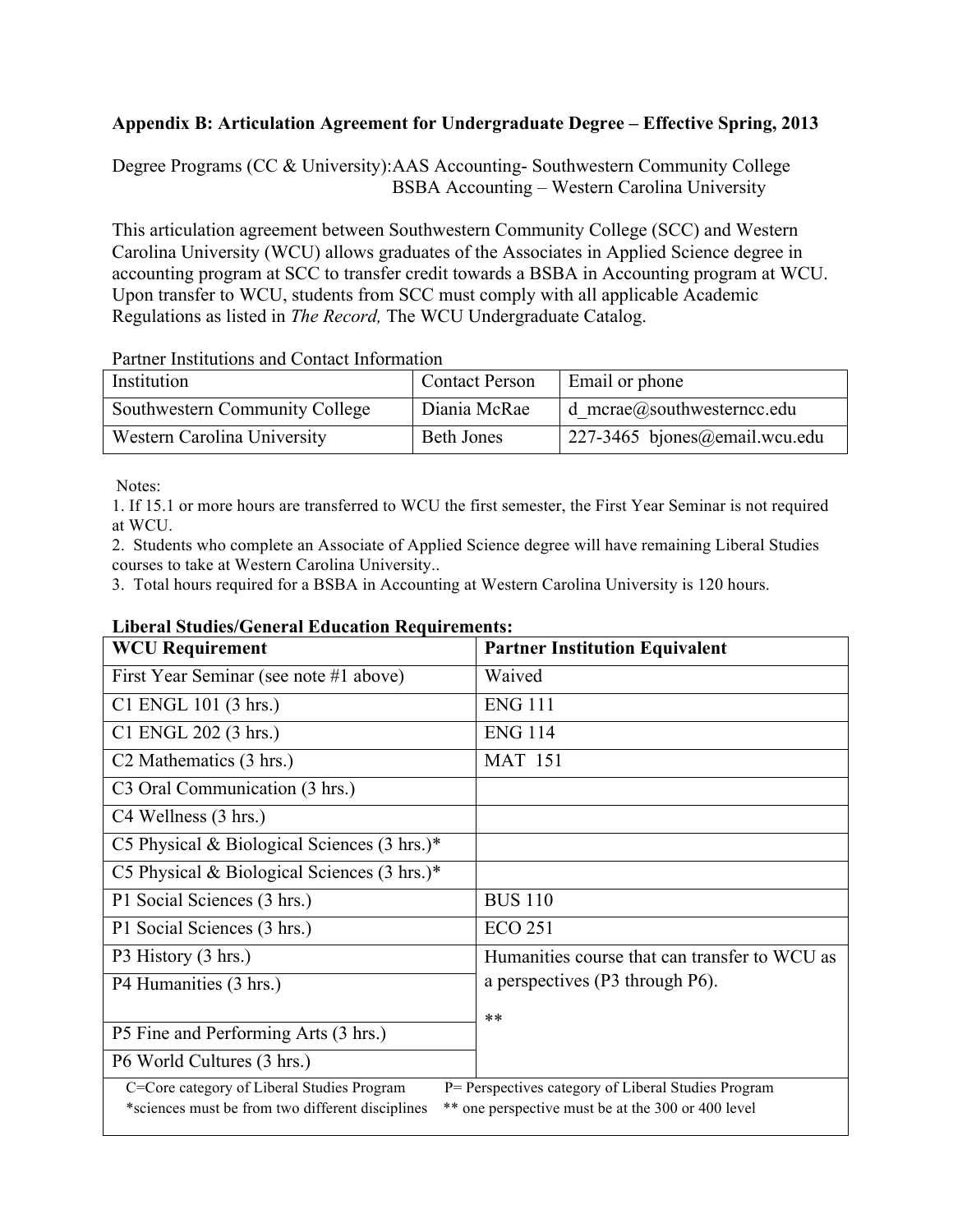**Appendix B: Articulation Agreement for Undergraduate Degree – Effective Spring, 2013**

Degree Programs (CC & University): AAS Accounting- Southwestern Community College
BSBA Accounting – Western Carolina University

This articulation agreement between Southwestern Community College (SCC) and Western Carolina University (WCU) allows graduates of the Associates in Applied Science degree in accounting program at SCC to transfer credit towards a BSBA in Accounting program at WCU. Upon transfer to WCU, students from SCC must comply with all applicable Academic Regulations as listed in *The Record,* The WCU Undergraduate Catalog.

Partner Institutions and Contact Information

| Institution | Contact Person | Email or phone |
|---|---|---|
| Southwestern Community College | Diania McRae | d_mcrae@southwesterncc.edu |
| Western Carolina University | Beth Jones | 227-3465 bjones@email.wcu.edu |

Notes:

1. If 15.1 or more hours are transferred to WCU the first semester, the First Year Seminar is not required at WCU.
2. Students who complete an Associate of Applied Science degree will have remaining Liberal Studies courses to take at Western Carolina University..
3. Total hours required for a BSBA in Accounting at Western Carolina University is 120 hours.

**Liberal Studies/General Education Requirements:**

| WCU Requirement | Partner Institution Equivalent |
|---|---|
| First Year Seminar (see note #1 above) | Waived |
| C1 ENGL 101 (3 hrs.) | ENG 111 |
| C1 ENGL 202 (3 hrs.) | ENG 114 |
| C2 Mathematics (3 hrs.) | MAT 151 |
| C3 Oral Communication (3 hrs.) | |
| C4 Wellness (3 hrs.) | |
| C5 Physical & Biological Sciences (3 hrs.)* | |
| C5 Physical & Biological Sciences (3 hrs.)* | |
| P1 Social Sciences (3 hrs.) | BUS 110 |
| P1 Social Sciences (3 hrs.) | ECO 251 |
| P3 History (3 hrs.) | Humanities course that can transfer to WCU as a perspectives (P3 through P6). ** |
| P4 Humanities (3 hrs.) | |
| P5 Fine and Performing Arts (3 hrs.) | |
| P6 World Cultures (3 hrs.) | |

C=Core category of Liberal Studies Program P= Perspectives category of Liberal Studies Program
*sciences must be from two different disciplines ** one perspective must be at the 300 or 400 level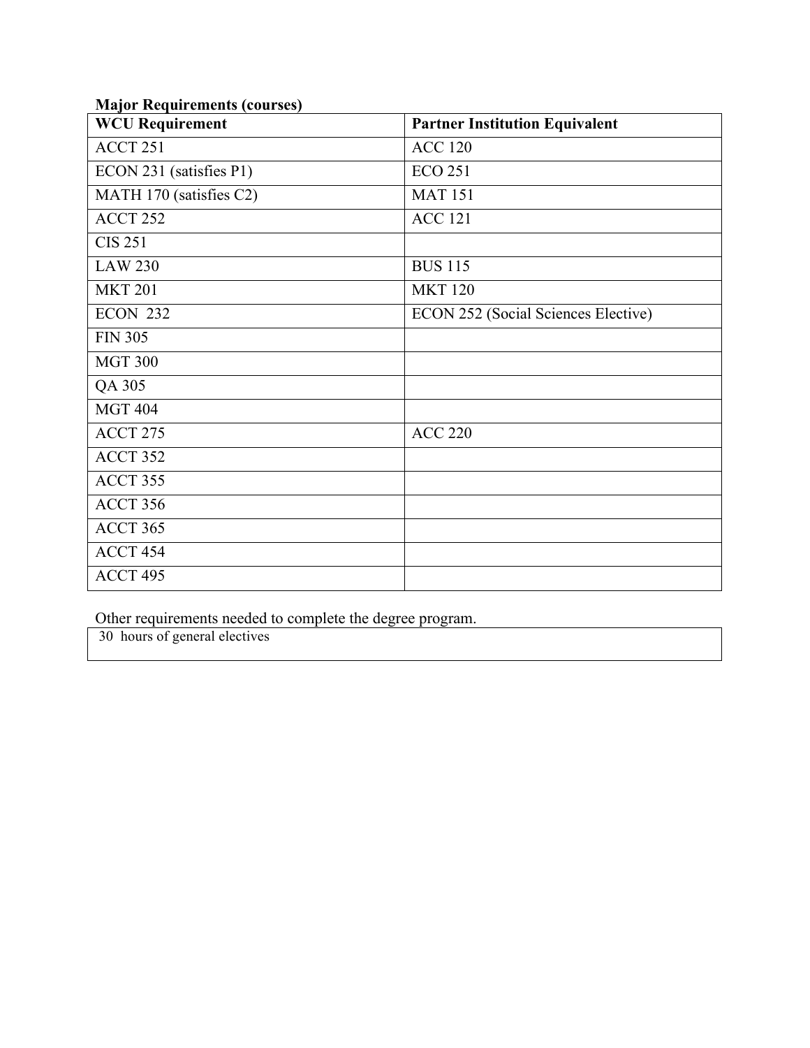**Major Requirements (courses)**

| WCU Requirement | Partner Institution Equivalent |
|---|---|
| ACCT 251 | ACC 120 |
| ECON 231 (satisfies P1) | ECO 251 |
| MATH 170 (satisfies C2) | MAT 151 |
| ACCT 252 | ACC 121 |
| CIS 251 | |
| LAW 230 | BUS 115 |
| MKT 201 | MKT 120 |
| ECON 232 | ECON 252 (Social Sciences Elective) |
| FIN 305 | |
| MGT 300 | |
| QA 305 | |
| MGT 404 | |
| ACCT 275 | ACC 220 |
| ACCT 352 | |
| ACCT 355 | |
| ACCT 356 | |
| ACCT 365 | |
| ACCT 454 | |
| ACCT 495 | |

Other requirements needed to complete the degree program.

| 30 hours of general electives |
|---|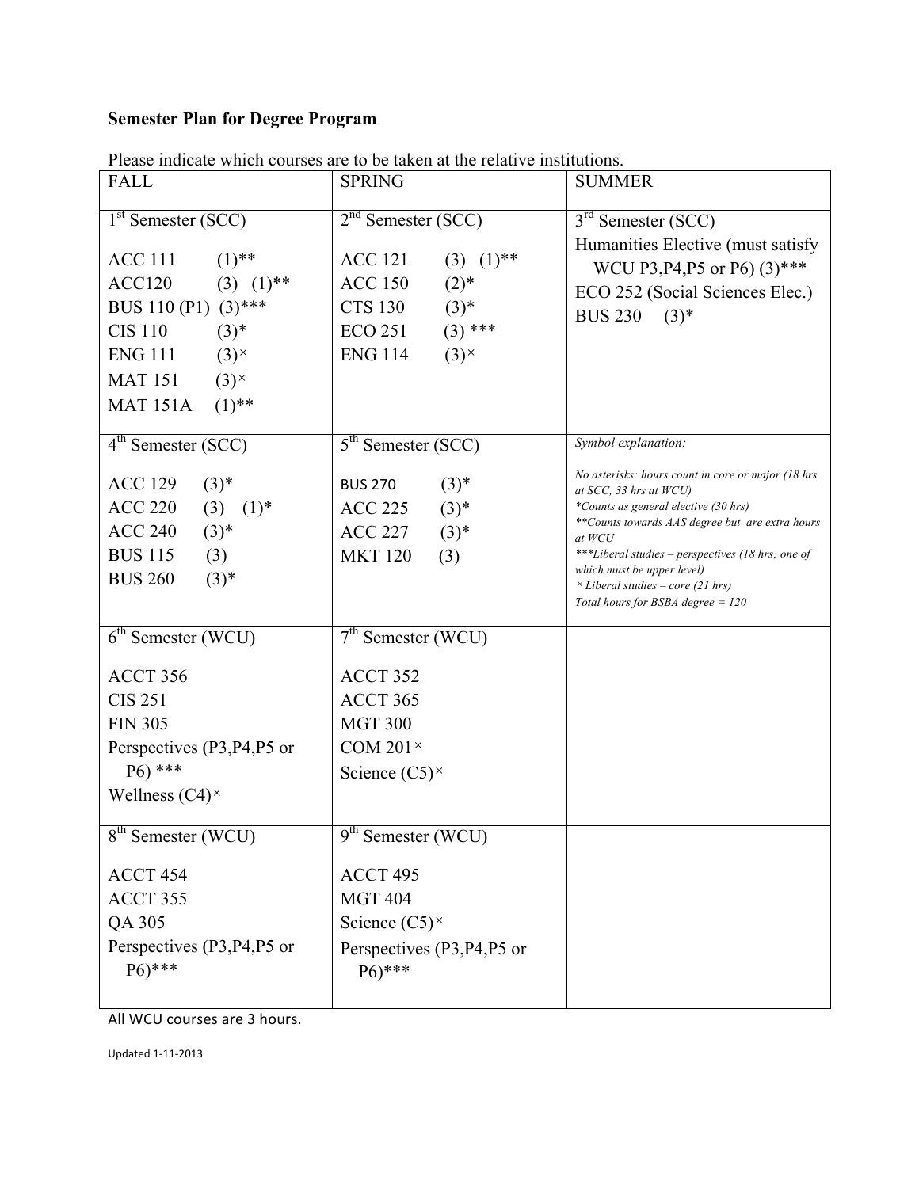**Semester Plan for Degree Program**

Please indicate which courses are to be taken at the relative institutions.

| FALL | SPRING | SUMMER |
|---|---|---|
| 1st Semester (SCC)<br><br>ACC 111 (1)**<br>ACC120 (3) (1)**<br>BUS 110 (P1) (3)***<br>CIS 110 (3)*<br>ENG 111 (3)×<br>MAT 151 (3)×<br>MAT 151A (1)** | 2nd Semester (SCC)<br><br>ACC 121 (3) (1)**<br>ACC 150 (2)*<br>CTS 130 (3)*<br>ECO 251 (3) ***<br>ENG 114 (3)× | 3rd Semester (SCC)<br>Humanities Elective (must satisfy WCU P3,P4,P5 or P6) (3)***<br>ECO 252 (Social Sciences Elec.)<br>BUS 230 (3)* |
| 4th Semester (SCC)<br><br>ACC 129 (3)*<br>ACC 220 (3) (1)*<br>ACC 240 (3)*<br>BUS 115 (3)<br>BUS 260 (3)* | 5th Semester (SCC)<br><br>BUS 270 (3)*<br>ACC 225 (3)*<br>ACC 227 (3)*<br>MKT 120 (3) | *Symbol explanation:*<br><br>*No asterisks: hours count in core or major (18 hrs at SCC, 33 hrs at WCU)*<br>*\*Counts as general elective (30 hrs)*<br>*\*\*Counts towards AAS degree but are extra hours at WCU*<br>*\*\*\*Liberal studies – perspectives (18 hrs; one of which must be upper level)*<br>*× Liberal studies – core (21 hrs)*<br>*Total hours for BSBA degree = 120* |
| 6th Semester (WCU)<br><br>ACCT 356<br>CIS 251<br>FIN 305<br>Perspectives (P3,P4,P5 or P6) ***<br>Wellness (C4)× | 7th Semester (WCU)<br><br>ACCT 352<br>ACCT 365<br>MGT 300<br>COM 201×<br>Science (C5)× | |
| 8th Semester (WCU)<br><br>ACCT 454<br>ACCT 355<br>QA 305<br>Perspectives (P3,P4,P5 or P6)*** | 9th Semester (WCU)<br><br>ACCT 495<br>MGT 404<br>Science (C5)×<br>Perspectives (P3,P4,P5 or P6)*** | |

All WCU courses are 3 hours.

Updated 1-11-2013